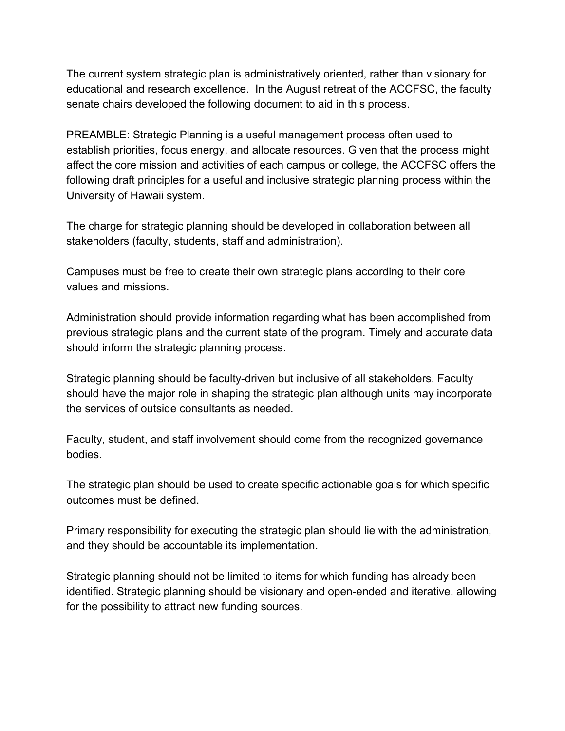The current system strategic plan is administratively oriented, rather than visionary for educational and research excellence. In the August retreat of the ACCFSC, the faculty senate chairs developed the following document to aid in this process.

PREAMBLE: Strategic Planning is a useful management process often used to establish priorities, focus energy, and allocate resources. Given that the process might affect the core mission and activities of each campus or college, the ACCFSC offers the following draft principles for a useful and inclusive strategic planning process within the University of Hawaii system.

The charge for strategic planning should be developed in collaboration between all stakeholders (faculty, students, staff and administration).

Campuses must be free to create their own strategic plans according to their core values and missions.

Administration should provide information regarding what has been accomplished from previous strategic plans and the current state of the program. Timely and accurate data should inform the strategic planning process.

Strategic planning should be faculty-driven but inclusive of all stakeholders. Faculty should have the major role in shaping the strategic plan although units may incorporate the services of outside consultants as needed.

Faculty, student, and staff involvement should come from the recognized governance bodies.

The strategic plan should be used to create specific actionable goals for which specific outcomes must be defined.

Primary responsibility for executing the strategic plan should lie with the administration, and they should be accountable its implementation.

Strategic planning should not be limited to items for which funding has already been identified. Strategic planning should be visionary and open-ended and iterative, allowing for the possibility to attract new funding sources.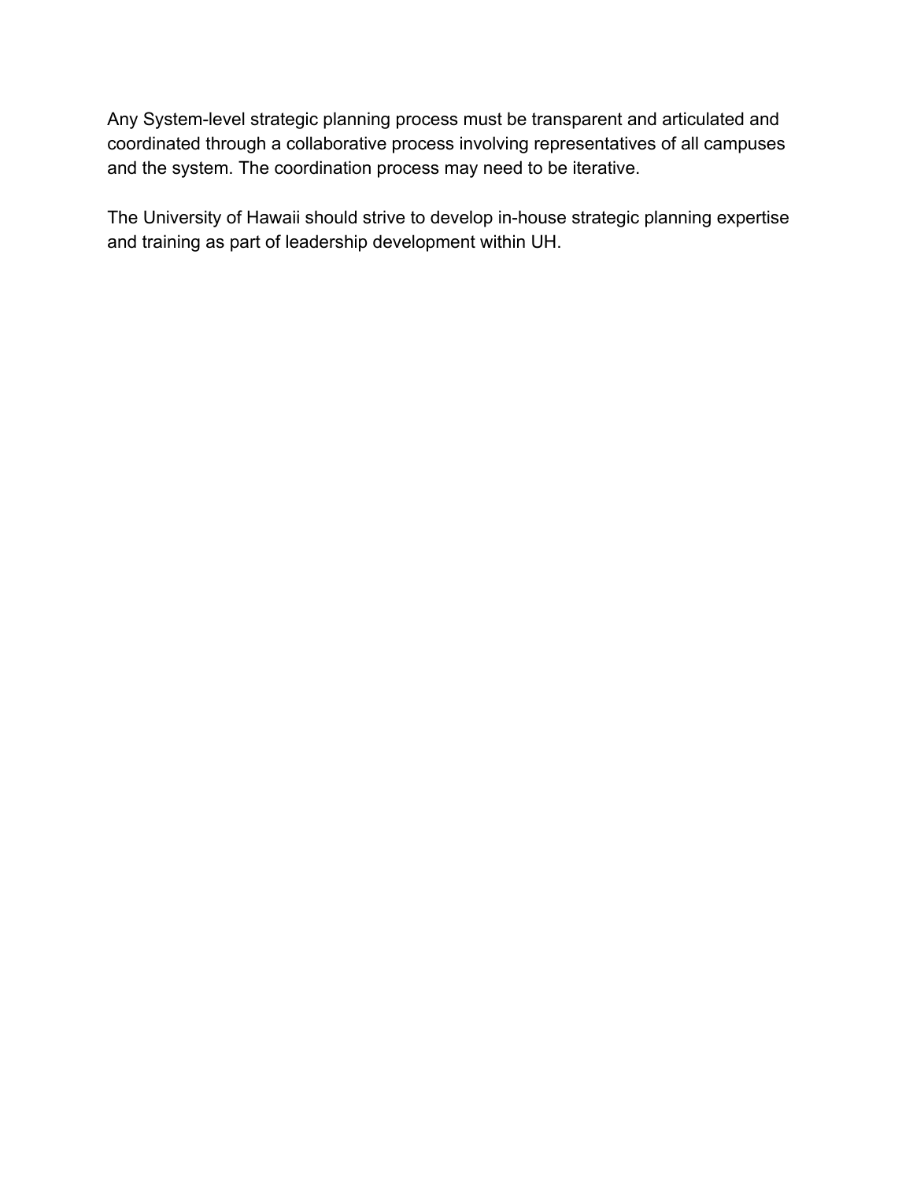Any System-level strategic planning process must be transparent and articulated and coordinated through a collaborative process involving representatives of all campuses and the system. The coordination process may need to be iterative.

The University of Hawaii should strive to develop in-house strategic planning expertise and training as part of leadership development within UH.